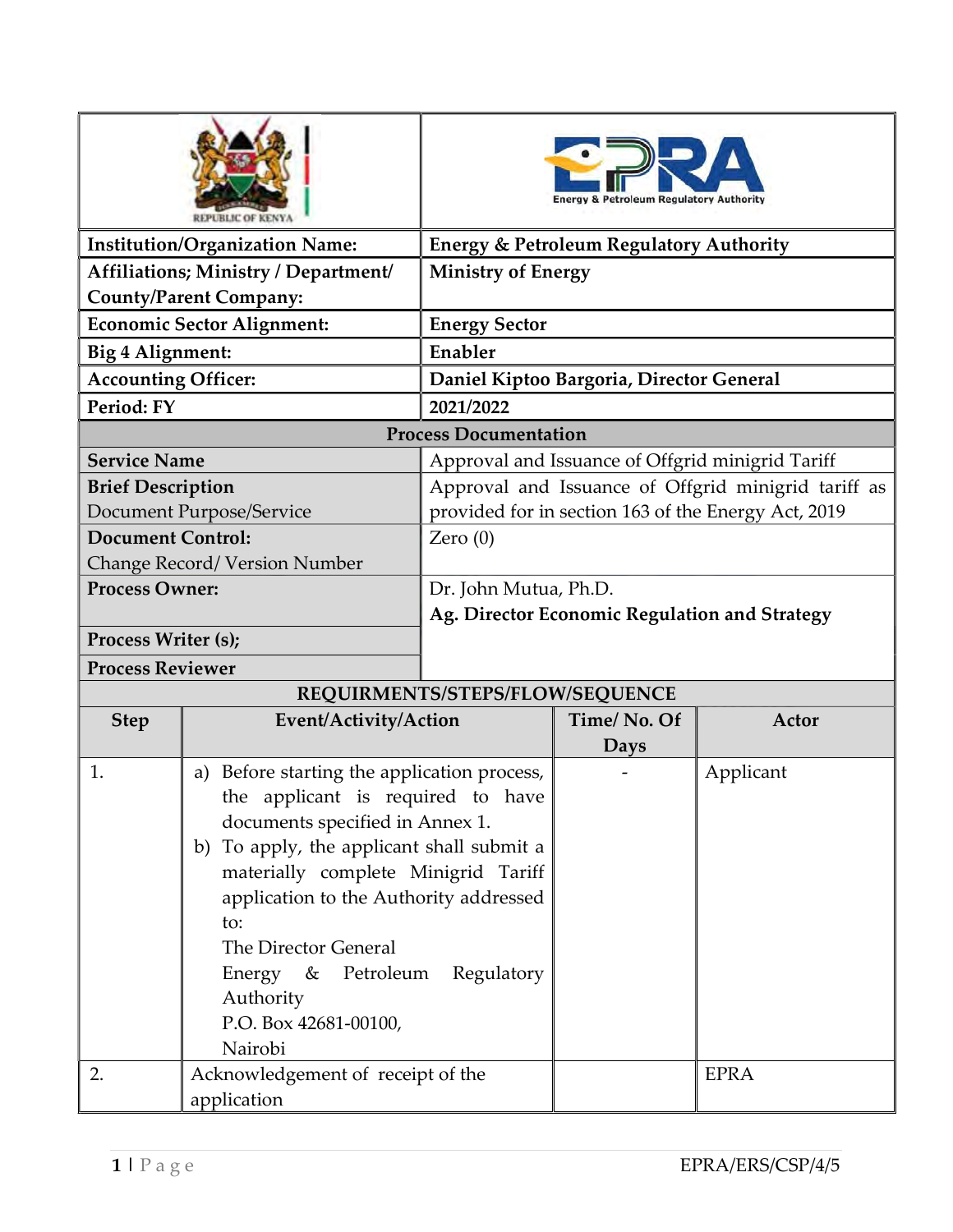| | |
|---|---|
| REPUBLIC OF KENYA | Energy & Petroleum Regulatory Authority |
| **Institution/Organization Name:** | **Energy & Petroleum Regulatory Authority** |
| **Affiliations; Ministry / Department/ County/Parent Company:** | **Ministry of Energy** |
| **Economic Sector Alignment:** | **Energy Sector** |
| **Big 4 Alignment:** | **Enabler** |
| **Accounting Officer:** | **Daniel Kiptoo Bargoria, Director General** |
| **Period: FY** | **2021/2022** |

**Process Documentation**

| | |
|---|---|
| **Service Name** | Approval and Issuance of Offgrid minigrid Tariff |
| **Brief Description** Document Purpose/Service | Approval and Issuance of Offgrid minigrid tariff as provided for in section 163 of the Energy Act, 2019 |
| **Document Control:** Change Record/ Version Number | Zero (0) |
| **Process Owner:** | Dr. John Mutua, Ph.D. **Ag. Director Economic Regulation and Strategy** |
| **Process Writer (s);** | |
| **Process Reviewer** | |

**REQUIRMENTS/STEPS/FLOW/SEQUENCE**

| Step | Event/Activity/Action | Time/ No. Of Days | Actor |
|---|---|---|---|
| 1. | a) Before starting the application process, the applicant is required to have documents specified in Annex 1.<br>b) To apply, the applicant shall submit a materially complete Minigrid Tariff application to the Authority addressed to:<br>The Director General<br>Energy & Petroleum Regulatory Authority<br>P.O. Box 42681-00100,<br>Nairobi | - | Applicant |
| 2. | Acknowledgement of receipt of the application | | EPRA |

EPRA/ERS/CSP/4/5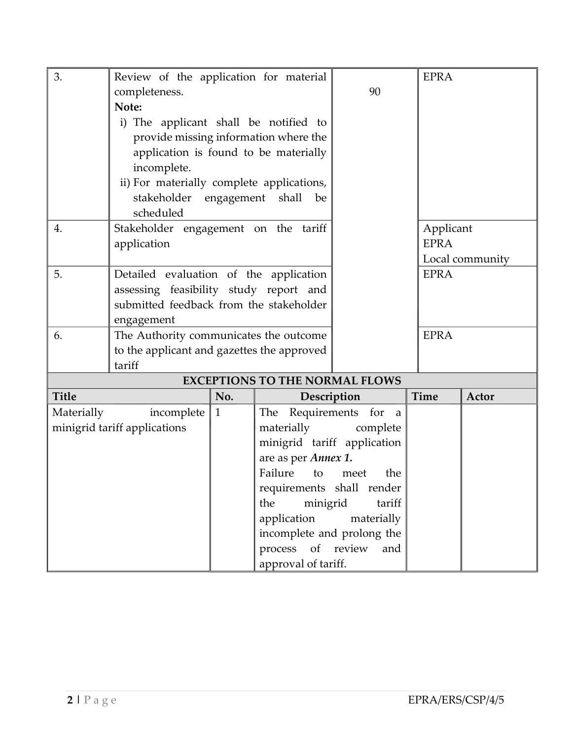| | | | |
|---|---|---|---|
| 3. | Review of the application for material completeness.<br>**Note:**<br>i) The applicant shall be notified to provide missing information where the application is found to be materially incomplete.<br>ii) For materially complete applications, stakeholder engagement shall be scheduled | 90 | EPRA |
| 4. | Stakeholder engagement on the tariff application | | Applicant<br>EPRA<br>Local community |
| 5. | Detailed evaluation of the application assessing feasibility study report and submitted feedback from the stakeholder engagement | | EPRA |
| 6. | The Authority communicates the outcome to the applicant and gazettes the approved tariff | | EPRA |

**EXCEPTIONS TO THE NORMAL FLOWS**

| Title | No. | Description | Time | Actor |
|---|---|---|---|---|
| Materially incomplete minigrid tariff applications | 1 | The Requirements for a materially complete minigrid tariff application are as per ***Annex 1.***<br>Failure to meet the requirements shall render the minigrid tariff application materially incomplete and prolong the process of review and approval of tariff. | | |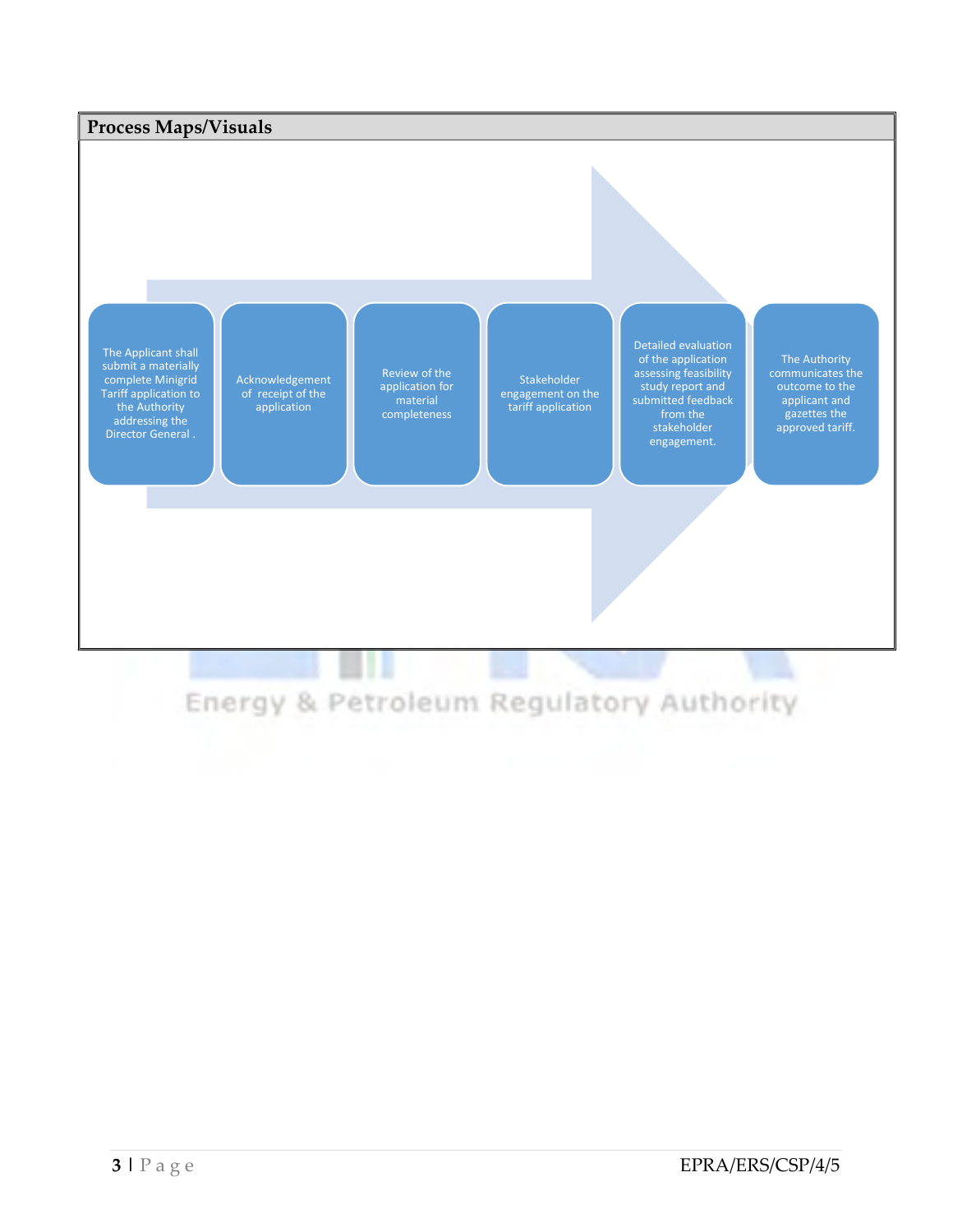## Process Maps/Visuals

1. The Applicant shall submit a materially complete Minigrid Tariff application to the Authority addressing the Director General .
2. Acknowledgement of receipt of the application
3. Review of the application for material completeness
4. Stakeholder engagement on the tariff application
5. Detailed evaluation of the application assessing feasibility study report and submitted feedback from the stakeholder engagement.
6. The Authority communicates the outcome to the applicant and gazettes the approved tariff.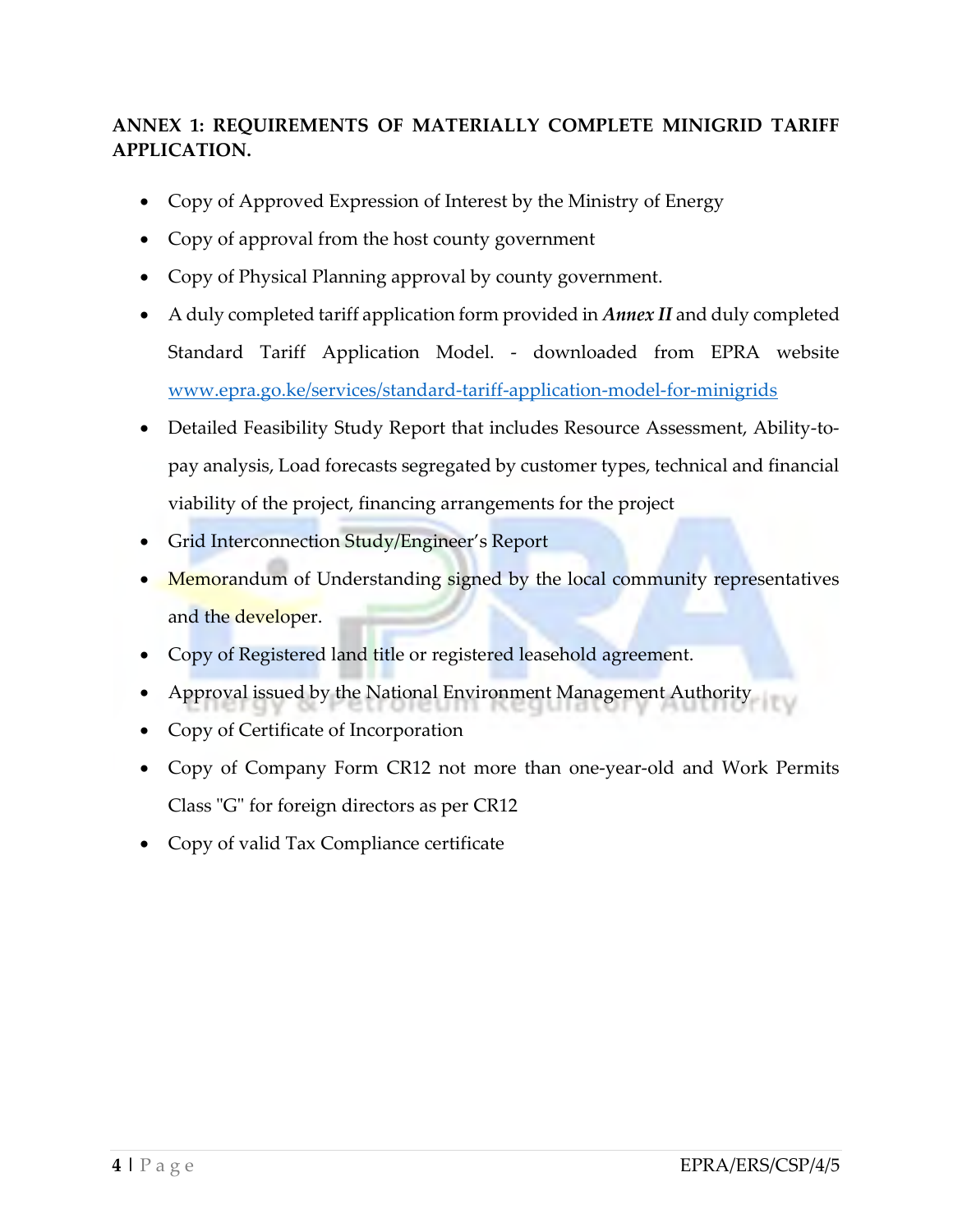**ANNEX 1: REQUIREMENTS OF MATERIALLY COMPLETE MINIGRID TARIFF APPLICATION.**

- Copy of Approved Expression of Interest by the Ministry of Energy
- Copy of approval from the host county government
- Copy of Physical Planning approval by county government.
- A duly completed tariff application form provided in ***Annex II*** and duly completed Standard Tariff Application Model. - downloaded from EPRA website [www.epra.go.ke/services/standard-tariff-application-model-for-minigrids](www.epra.go.ke/services/standard-tariff-application-model-for-minigrids)
- Detailed Feasibility Study Report that includes Resource Assessment, Ability-to-pay analysis, Load forecasts segregated by customer types, technical and financial viability of the project, financing arrangements for the project
- Grid Interconnection Study/Engineer's Report
- Memorandum of Understanding signed by the local community representatives and the developer.
- Copy of Registered land title or registered leasehold agreement.
- Approval issued by the National Environment Management Authority
- Copy of Certificate of Incorporation
- Copy of Company Form CR12 not more than one-year-old and Work Permits Class "G" for foreign directors as per CR12
- Copy of valid Tax Compliance certificate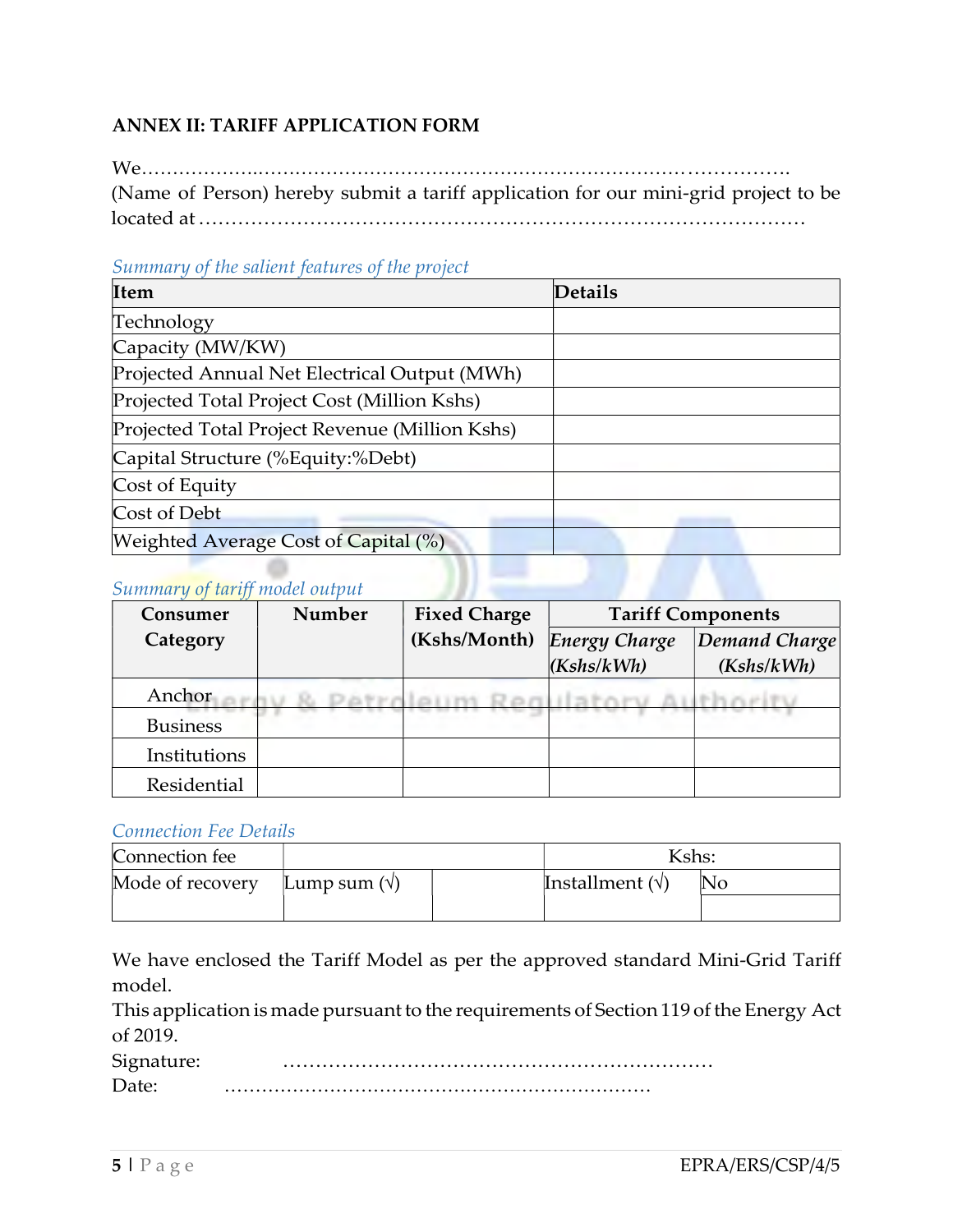## ANNEX II: TARIFF APPLICATION FORM

We………………..……………………………………………………………………………….
(Name of Person) hereby submit a tariff application for our mini-grid project to be located at ………………………………………………………………………………

*Summary of the salient features of the project*

| Item | Details |
|---|---|
| Technology | |
| Capacity (MW/KW) | |
| Projected Annual Net Electrical Output (MWh) | |
| Projected Total Project Cost (Million Kshs) | |
| Projected Total Project Revenue (Million Kshs) | |
| Capital Structure (%Equity:%Debt) | |
| Cost of Equity | |
| Cost of Debt | |
| Weighted Average Cost of Capital (%) | |

*Summary of tariff model output*

| Consumer Category | Number | Fixed Charge (Kshs/Month) | Tariff Components | |
|---|---|---|---|---|
| | | | *Energy Charge (Kshs/kWh)* | *Demand Charge (Kshs/kWh)* |
| Anchor | | | | |
| Business | | | | |
| Institutions | | | | |
| Residential | | | | |

*Connection Fee Details*

| | | | | |
|---|---|---|---|---|
| Connection fee | | | Kshs: | |
| Mode of recovery | Lump sum (√) | | Installment (√) | No |

We have enclosed the Tariff Model as per the approved standard Mini-Grid Tariff model.
This application is made pursuant to the requirements of Section 119 of the Energy Act of 2019.

Signature: ……………………………………………………………

Date: ……………………………………………………………